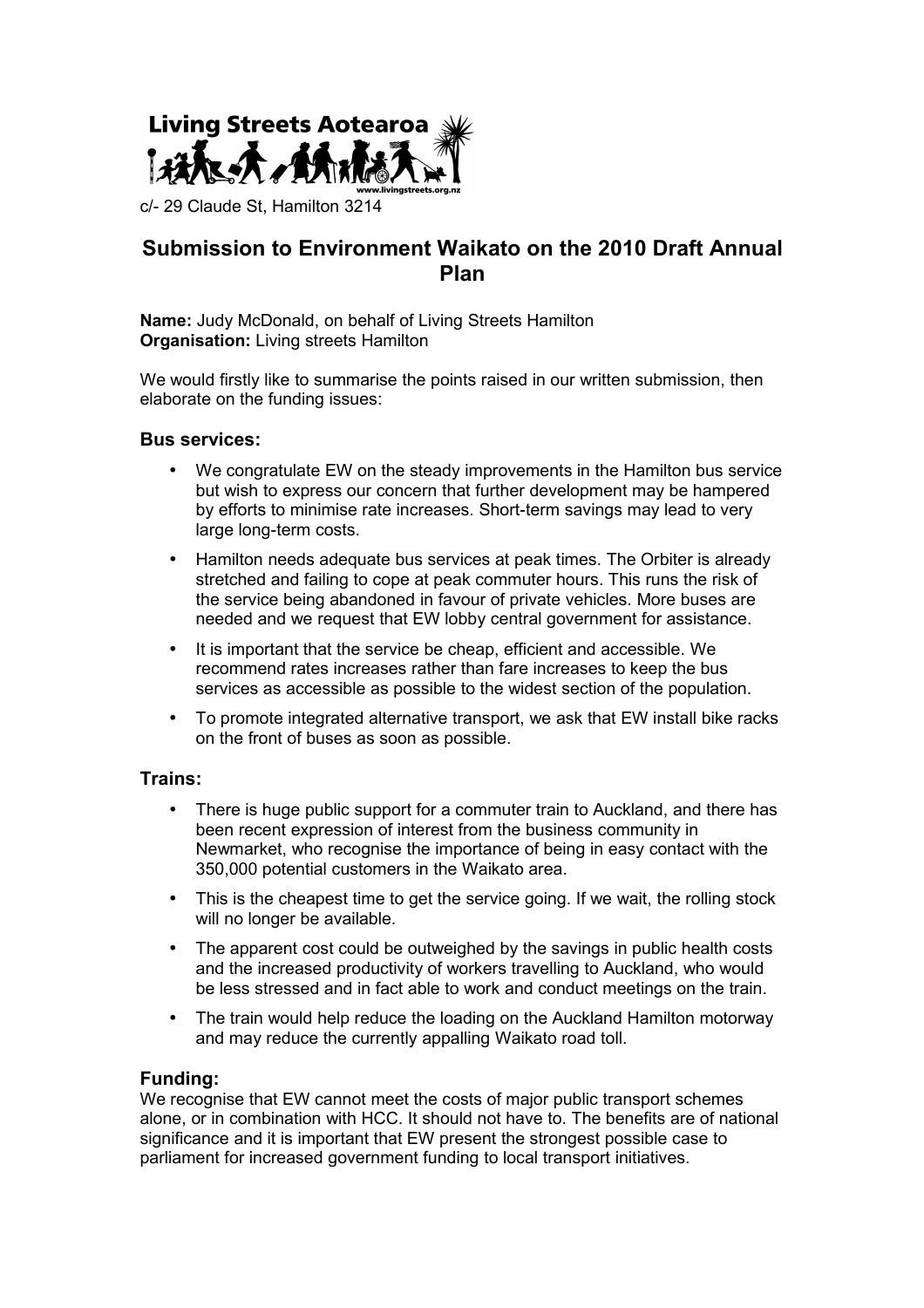Living Streets Aotearoa

www.livingstreets.org.nz

c/- 29 Claude St, Hamilton 3214

# Submission to Environment Waikato on the 2010 Draft Annual Plan

**Name:** Judy McDonald, on behalf of Living Streets Hamilton
**Organisation:** Living streets Hamilton

We would firstly like to summarise the points raised in our written submission, then elaborate on the funding issues:

### Bus services:

- We congratulate EW on the steady improvements in the Hamilton bus service but wish to express our concern that further development may be hampered by efforts to minimise rate increases. Short-term savings may lead to very large long-term costs.
- Hamilton needs adequate bus services at peak times. The Orbiter is already stretched and failing to cope at peak commuter hours. This runs the risk of the service being abandoned in favour of private vehicles. More buses are needed and we request that EW lobby central government for assistance.
- It is important that the service be cheap, efficient and accessible. We recommend rates increases rather than fare increases to keep the bus services as accessible as possible to the widest section of the population.
- To promote integrated alternative transport, we ask that EW install bike racks on the front of buses as soon as possible.

### Trains:

- There is huge public support for a commuter train to Auckland, and there has been recent expression of interest from the business community in Newmarket, who recognise the importance of being in easy contact with the 350,000 potential customers in the Waikato area.
- This is the cheapest time to get the service going. If we wait, the rolling stock will no longer be available.
- The apparent cost could be outweighed by the savings in public health costs and the increased productivity of workers travelling to Auckland, who would be less stressed and in fact able to work and conduct meetings on the train.
- The train would help reduce the loading on the Auckland Hamilton motorway and may reduce the currently appalling Waikato road toll.

### Funding:

We recognise that EW cannot meet the costs of major public transport schemes alone, or in combination with HCC. It should not have to. The benefits are of national significance and it is important that EW present the strongest possible case to parliament for increased government funding to local transport initiatives.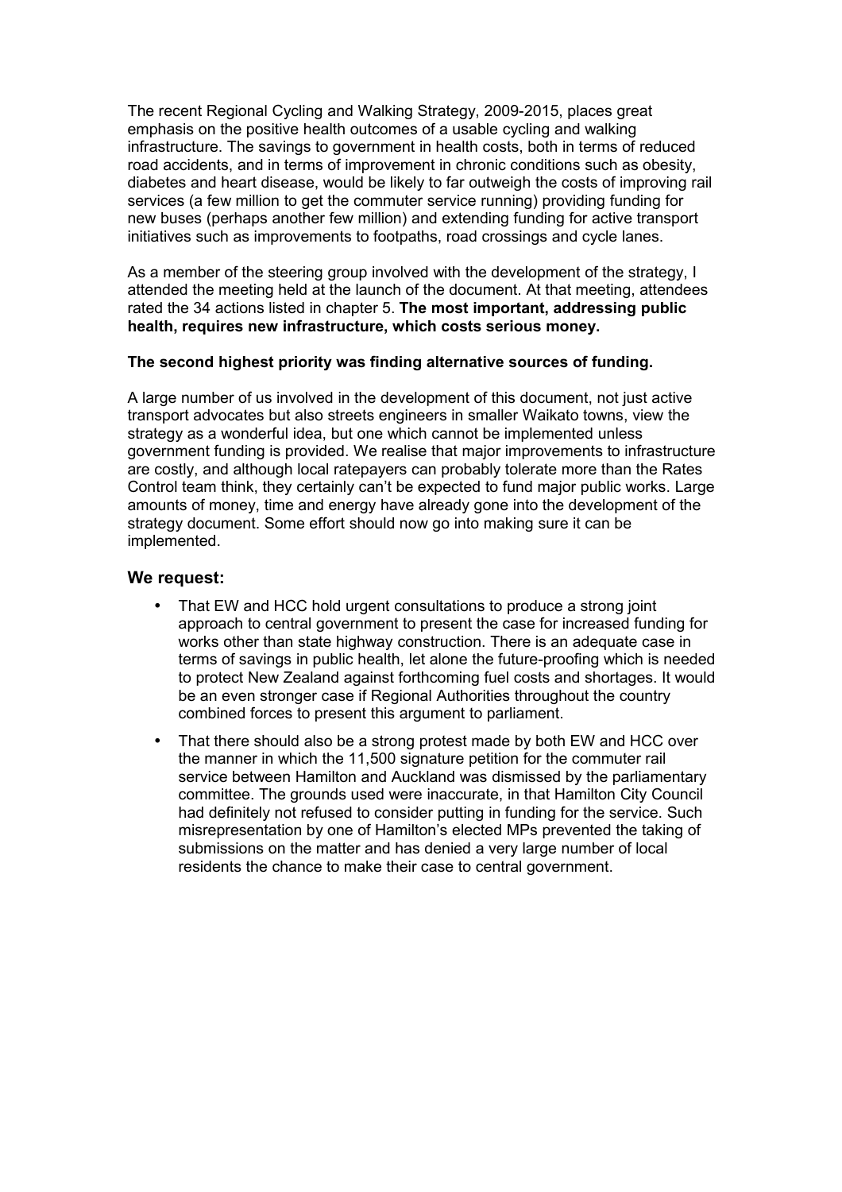The recent Regional Cycling and Walking Strategy, 2009-2015, places great emphasis on the positive health outcomes of a usable cycling and walking infrastructure. The savings to government in health costs, both in terms of reduced road accidents, and in terms of improvement in chronic conditions such as obesity, diabetes and heart disease, would be likely to far outweigh the costs of improving rail services (a few million to get the commuter service running) providing funding for new buses (perhaps another few million) and extending funding for active transport initiatives such as improvements to footpaths, road crossings and cycle lanes.

As a member of the steering group involved with the development of the strategy, I attended the meeting held at the launch of the document. At that meeting, attendees rated the 34 actions listed in chapter 5. **The most important, addressing public health, requires new infrastructure, which costs serious money.**

**The second highest priority was finding alternative sources of funding.**

A large number of us involved in the development of this document, not just active transport advocates but also streets engineers in smaller Waikato towns, view the strategy as a wonderful idea, but one which cannot be implemented unless government funding is provided. We realise that major improvements to infrastructure are costly, and although local ratepayers can probably tolerate more than the Rates Control team think, they certainly can't be expected to fund major public works. Large amounts of money, time and energy have already gone into the development of the strategy document. Some effort should now go into making sure it can be implemented.

### We request:

- That EW and HCC hold urgent consultations to produce a strong joint approach to central government to present the case for increased funding for works other than state highway construction. There is an adequate case in terms of savings in public health, let alone the future-proofing which is needed to protect New Zealand against forthcoming fuel costs and shortages. It would be an even stronger case if Regional Authorities throughout the country combined forces to present this argument to parliament.
- That there should also be a strong protest made by both EW and HCC over the manner in which the 11,500 signature petition for the commuter rail service between Hamilton and Auckland was dismissed by the parliamentary committee. The grounds used were inaccurate, in that Hamilton City Council had definitely not refused to consider putting in funding for the service. Such misrepresentation by one of Hamilton's elected MPs prevented the taking of submissions on the matter and has denied a very large number of local residents the chance to make their case to central government.